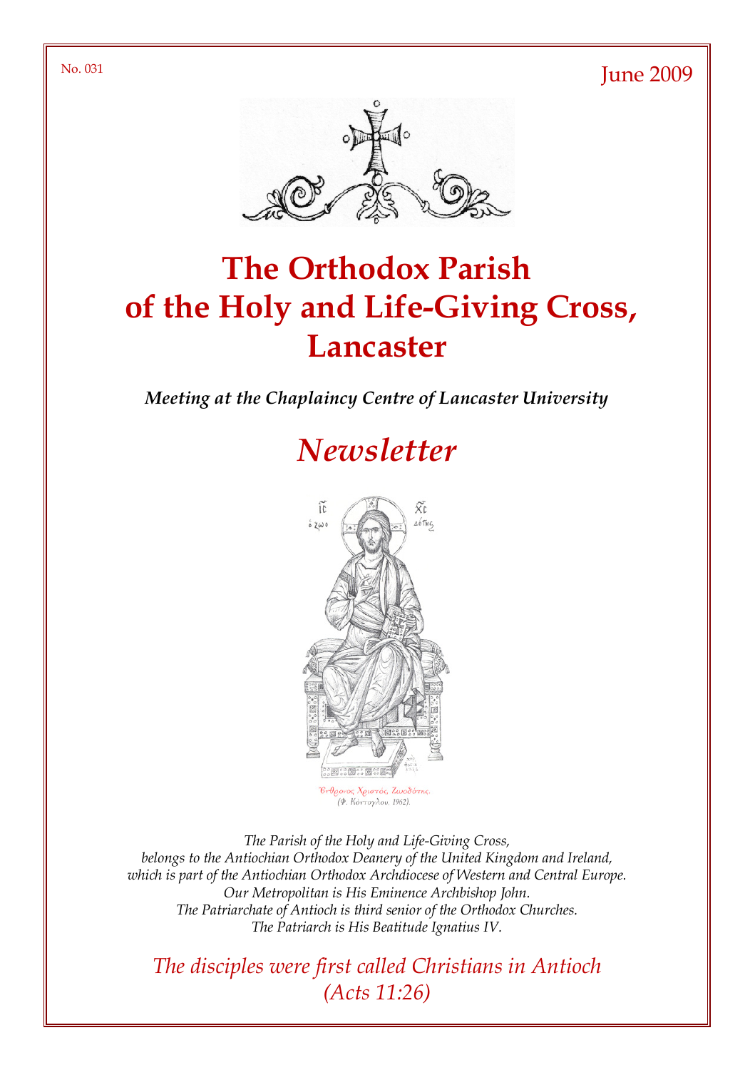No. 031

June 2009

# The Orthodox Parish of the Holy and Life-Giving Cross, Lancaster

***Meeting at the Chaplaincy Centre of Lancaster University***

## *Newsletter*

Ἔνθρονος Χριστός, Ζωοδότης.
(Φ. Κόντογλου, 1962).

*The Parish of the Holy and Life-Giving Cross,*
*belongs to the Antiochian Orthodox Deanery of the United Kingdom and Ireland,*
*which is part of the Antiochian Orthodox Archdiocese of Western and Central Europe.*
*Our Metropolitan is His Eminence Archbishop John.*
*The Patriarchate of Antioch is third senior of the Orthodox Churches.*
*The Patriarch is His Beatitude Ignatius IV.*

*The disciples were first called Christians in Antioch*
*(Acts 11:26)*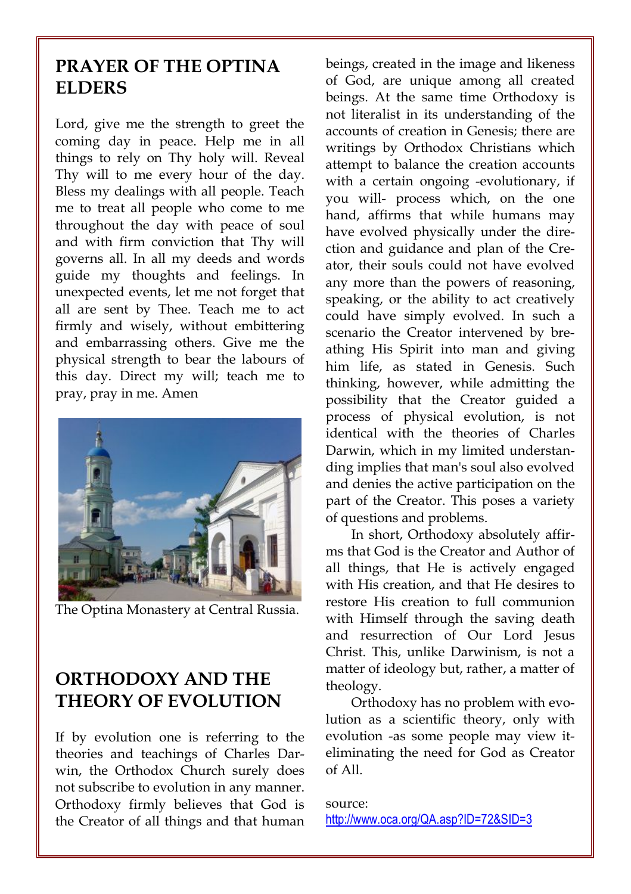## PRAYER OF THE OPTINA ELDERS

Lord, give me the strength to greet the coming day in peace. Help me in all things to rely on Thy holy will. Reveal Thy will to me every hour of the day. Bless my dealings with all people. Teach me to treat all people who come to me throughout the day with peace of soul and with firm conviction that Thy will governs all. In all my deeds and words guide my thoughts and feelings. In unexpected events, let me not forget that all are sent by Thee. Teach me to act firmly and wisely, without embittering and embarrassing others. Give me the physical strength to bear the labours of this day. Direct my will; teach me to pray, pray in me. Amen

The Optina Monastery at Central Russia.

## ORTHODOXY AND THE THEORY OF EVOLUTION

If by evolution one is referring to the theories and teachings of Charles Darwin, the Orthodox Church surely does not subscribe to evolution in any manner. Orthodoxy firmly believes that God is the Creator of all things and that human beings, created in the image and likeness of God, are unique among all created beings. At the same time Orthodoxy is not literalist in its understanding of the accounts of creation in Genesis; there are writings by Orthodox Christians which attempt to balance the creation accounts with a certain ongoing -evolutionary, if you will- process which, on the one hand, affirms that while humans may have evolved physically under the direction and guidance and plan of the Creator, their souls could not have evolved any more than the powers of reasoning, speaking, or the ability to act creatively could have simply evolved. In such a scenario the Creator intervened by breathing His Spirit into man and giving him life, as stated in Genesis. Such thinking, however, while admitting the possibility that the Creator guided a process of physical evolution, is not identical with the theories of Charles Darwin, which in my limited understanding implies that man's soul also evolved and denies the active participation on the part of the Creator. This poses a variety of questions and problems.

In short, Orthodoxy absolutely affirms that God is the Creator and Author of all things, that He is actively engaged with His creation, and that He desires to restore His creation to full communion with Himself through the saving death and resurrection of Our Lord Jesus Christ. This, unlike Darwinism, is not a matter of ideology but, rather, a matter of theology.

Orthodoxy has no problem with evolution as a scientific theory, only with evolution -as some people may view it- eliminating the need for God as Creator of All.

source:
http://www.oca.org/QA.asp?ID=72&SID=3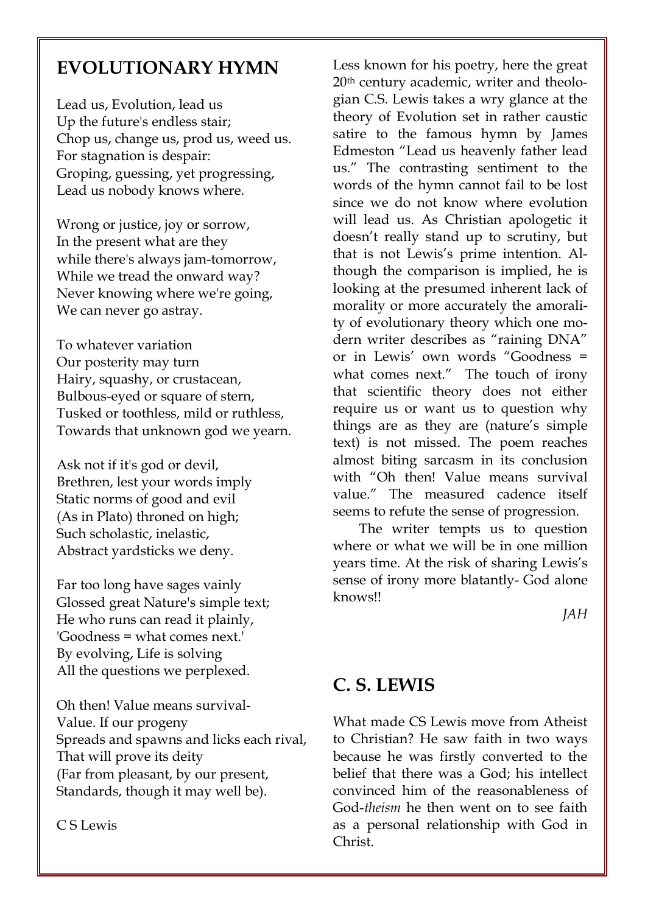## EVOLUTIONARY HYMN

Lead us, Evolution, lead us
Up the future's endless stair;
Chop us, change us, prod us, weed us.
For stagnation is despair:
Groping, guessing, yet progressing,
Lead us nobody knows where.

Wrong or justice, joy or sorrow,
In the present what are they
while there's always jam-tomorrow,
While we tread the onward way?
Never knowing where we're going,
We can never go astray.

To whatever variation
Our posterity may turn
Hairy, squashy, or crustacean,
Bulbous-eyed or square of stern,
Tusked or toothless, mild or ruthless,
Towards that unknown god we yearn.

Ask not if it's god or devil,
Brethren, lest your words imply
Static norms of good and evil
(As in Plato) throned on high;
Such scholastic, inelastic,
Abstract yardsticks we deny.

Far too long have sages vainly
Glossed great Nature's simple text;
He who runs can read it plainly,
'Goodness = what comes next.'
By evolving, Life is solving
All the questions we perplexed.

Oh then! Value means survival-
Value. If our progeny
Spreads and spawns and licks each rival,
That will prove its deity
(Far from pleasant, by our present,
Standards, though it may well be).

C S Lewis

Less known for his poetry, here the great 20th century academic, writer and theologian C.S. Lewis takes a wry glance at the theory of Evolution set in rather caustic satire to the famous hymn by James Edmeston "Lead us heavenly father lead us." The contrasting sentiment to the words of the hymn cannot fail to be lost since we do not know where evolution will lead us. As Christian apologetic it doesn't really stand up to scrutiny, but that is not Lewis's prime intention. Although the comparison is implied, he is looking at the presumed inherent lack of morality or more accurately the amorality of evolutionary theory which one modern writer describes as "raining DNA" or in Lewis' own words "Goodness = what comes next." The touch of irony that scientific theory does not either require us or want us to question why things are as they are (nature's simple text) is not missed. The poem reaches almost biting sarcasm in its conclusion with "Oh then! Value means survival value." The measured cadence itself seems to refute the sense of progression.

The writer tempts us to question where or what we will be in one million years time. At the risk of sharing Lewis's sense of irony more blatantly- God alone knows!!

*JAH*

## C. S. LEWIS

What made CS Lewis move from Atheist to Christian? He saw faith in two ways because he was firstly converted to the belief that there was a God; his intellect convinced him of the reasonableness of God-*theism* he then went on to see faith as a personal relationship with God in Christ.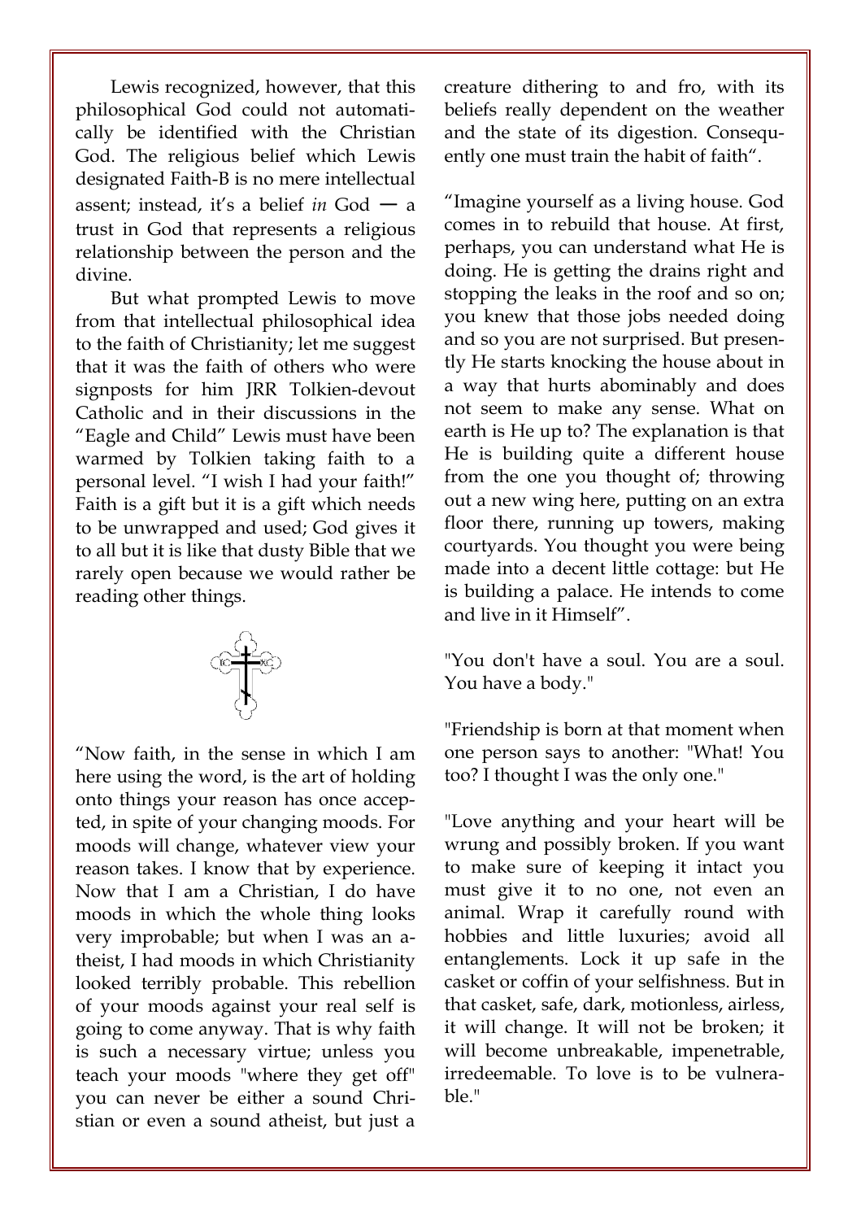Lewis recognized, however, that this philosophical God could not automatically be identified with the Christian God. The religious belief which Lewis designated Faith-B is no mere intellectual assent; instead, it's a belief *in* God — a trust in God that represents a religious relationship between the person and the divine.

But what prompted Lewis to move from that intellectual philosophical idea to the faith of Christianity; let me suggest that it was the faith of others who were signposts for him JRR Tolkien-devout Catholic and in their discussions in the "Eagle and Child" Lewis must have been warmed by Tolkien taking faith to a personal level. "I wish I had your faith!" Faith is a gift but it is a gift which needs to be unwrapped and used; God gives it to all but it is like that dusty Bible that we rarely open because we would rather be reading other things.

"Now faith, in the sense in which I am here using the word, is the art of holding onto things your reason has once accepted, in spite of your changing moods. For moods will change, whatever view your reason takes. I know that by experience. Now that I am a Christian, I do have moods in which the whole thing looks very improbable; but when I was an atheist, I had moods in which Christianity looked terribly probable. This rebellion of your moods against your real self is going to come anyway. That is why faith is such a necessary virtue; unless you teach your moods "where they get off" you can never be either a sound Christian or even a sound atheist, but just a creature dithering to and fro, with its beliefs really dependent on the weather and the state of its digestion. Consequently one must train the habit of faith".

"Imagine yourself as a living house. God comes in to rebuild that house. At first, perhaps, you can understand what He is doing. He is getting the drains right and stopping the leaks in the roof and so on; you knew that those jobs needed doing and so you are not surprised. But presently He starts knocking the house about in a way that hurts abominably and does not seem to make any sense. What on earth is He up to? The explanation is that He is building quite a different house from the one you thought of; throwing out a new wing here, putting on an extra floor there, running up towers, making courtyards. You thought you were being made into a decent little cottage: but He is building a palace. He intends to come and live in it Himself".

"You don't have a soul. You are a soul. You have a body."

"Friendship is born at that moment when one person says to another: "What! You too? I thought I was the only one."

"Love anything and your heart will be wrung and possibly broken. If you want to make sure of keeping it intact you must give it to no one, not even an animal. Wrap it carefully round with hobbies and little luxuries; avoid all entanglements. Lock it up safe in the casket or coffin of your selfishness. But in that casket, safe, dark, motionless, airless, it will change. It will not be broken; it will become unbreakable, impenetrable, irredeemable. To love is to be vulnerable."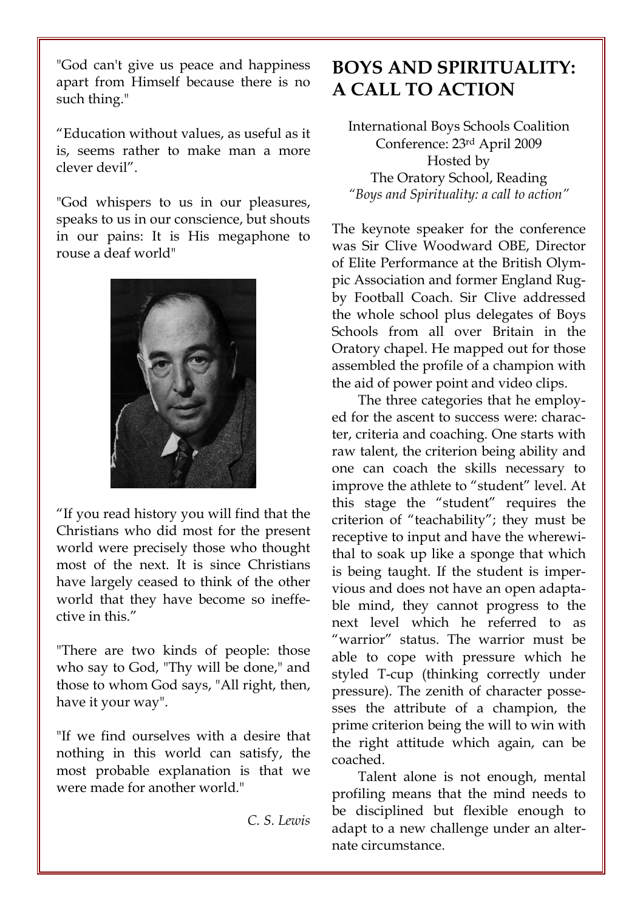"God can't give us peace and happiness apart from Himself because there is no such thing."

"Education without values, as useful as it is, seems rather to make man a more clever devil".

"God whispers to us in our pleasures, speaks to us in our conscience, but shouts in our pains: It is His megaphone to rouse a deaf world"

"If you read history you will find that the Christians who did most for the present world were precisely those who thought most of the next. It is since Christians have largely ceased to think of the other world that they have become so ineffective in this."

"There are two kinds of people: those who say to God, "Thy will be done," and those to whom God says, "All right, then, have it your way".

"If we find ourselves with a desire that nothing in this world can satisfy, the most probable explanation is that we were made for another world."

*C. S. Lewis*

# BOYS AND SPIRITUALITY: A CALL TO ACTION

International Boys Schools Coalition
Conference: 23rd April 2009
Hosted by
The Oratory School, Reading
*"Boys and Spirituality: a call to action"*

The keynote speaker for the conference was Sir Clive Woodward OBE, Director of Elite Performance at the British Olympic Association and former England Rugby Football Coach. Sir Clive addressed the whole school plus delegates of Boys Schools from all over Britain in the Oratory chapel. He mapped out for those assembled the profile of a champion with the aid of power point and video clips.

The three categories that he employed for the ascent to success were: character, criteria and coaching. One starts with raw talent, the criterion being ability and one can coach the skills necessary to improve the athlete to "student" level. At this stage the "student" requires the criterion of "teachability"; they must be receptive to input and have the wherewithal to soak up like a sponge that which is being taught. If the student is impervious and does not have an open adaptable mind, they cannot progress to the next level which he referred to as "warrior" status. The warrior must be able to cope with pressure which he styled T-cup (thinking correctly under pressure). The zenith of character possesses the attribute of a champion, the prime criterion being the will to win with the right attitude which again, can be coached.

Talent alone is not enough, mental profiling means that the mind needs to be disciplined but flexible enough to adapt to a new challenge under an alternate circumstance.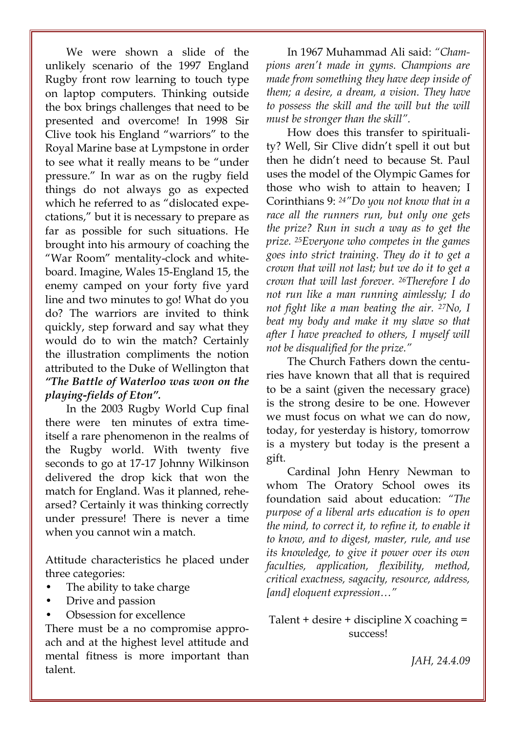We were shown a slide of the unlikely scenario of the 1997 England Rugby front row learning to touch type on laptop computers. Thinking outside the box brings challenges that need to be presented and overcome! In 1998 Sir Clive took his England "warriors" to the Royal Marine base at Lympstone in order to see what it really means to be "under pressure." In war as on the rugby field things do not always go as expected which he referred to as "dislocated expectations," but it is necessary to prepare as far as possible for such situations. He brought into his armoury of coaching the "War Room" mentality-clock and whiteboard. Imagine, Wales 15-England 15, the enemy camped on your forty five yard line and two minutes to go! What do you do? The warriors are invited to think quickly, step forward and say what they would do to win the match? Certainly the illustration compliments the notion attributed to the Duke of Wellington that ***"The Battle of Waterloo was won on the playing-fields of Eton".***

In the 2003 Rugby World Cup final there were ten minutes of extra time- itself a rare phenomenon in the realms of the Rugby world. With twenty five seconds to go at 17-17 Johnny Wilkinson delivered the drop kick that won the match for England. Was it planned, rehearsed? Certainly it was thinking correctly under pressure! There is never a time when you cannot win a match.

Attitude characteristics he placed under three categories:

- The ability to take charge
- Drive and passion
- Obsession for excellence

There must be a no compromise approach and at the highest level attitude and mental fitness is more important than talent.

In 1967 Muhammad Ali said: *"Champions aren't made in gyms. Champions are made from something they have deep inside of them; a desire, a dream, a vision. They have to possess the skill and the will but the will must be stronger than the skill".*

How does this transfer to spirituality? Well, Sir Clive didn't spell it out but then he didn't need to because St. Paul uses the model of the Olympic Games for those who wish to attain to heaven; I Corinthians 9: *24"Do you not know that in a race all the runners run, but only one gets the prize? Run in such a way as to get the prize. 25Everyone who competes in the games goes into strict training. They do it to get a crown that will not last; but we do it to get a crown that will last forever. 26Therefore I do not run like a man running aimlessly; I do not fight like a man beating the air. 27No, I beat my body and make it my slave so that after I have preached to others, I myself will not be disqualified for the prize."*

The Church Fathers down the centuries have known that all that is required to be a saint (given the necessary grace) is the strong desire to be one. However we must focus on what we can do now, today, for yesterday is history, tomorrow is a mystery but today is the present a gift.

Cardinal John Henry Newman to whom The Oratory School owes its foundation said about education: *"The purpose of a liberal arts education is to open the mind, to correct it, to refine it, to enable it to know, and to digest, master, rule, and use its knowledge, to give it power over its own faculties, application, flexibility, method, critical exactness, sagacity, resource, address, [and] eloquent expression…"*

Talent + desire + discipline X coaching = success!

*JAH, 24.4.09*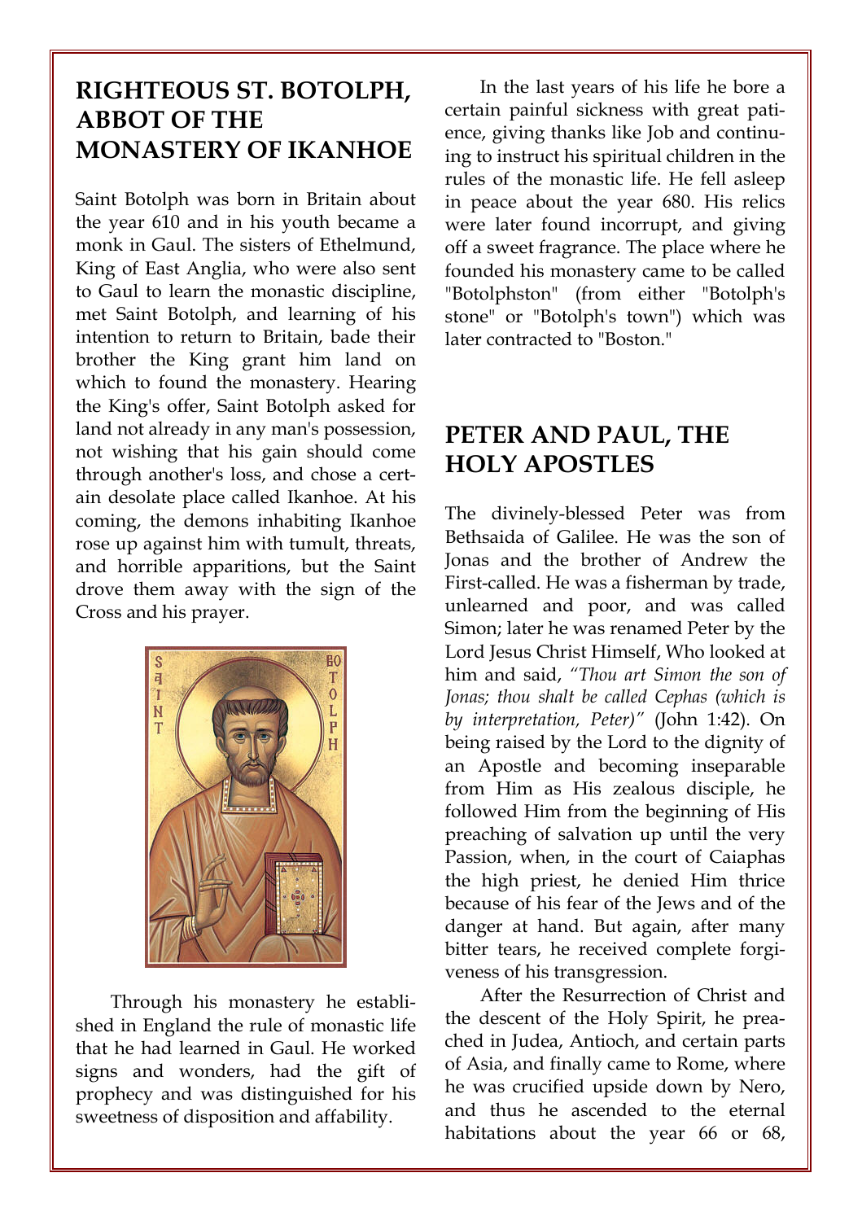## RIGHTEOUS ST. BOTOLPH, ABBOT OF THE MONASTERY OF IKANHOE

Saint Botolph was born in Britain about the year 610 and in his youth became a monk in Gaul. The sisters of Ethelmund, King of East Anglia, who were also sent to Gaul to learn the monastic discipline, met Saint Botolph, and learning of his intention to return to Britain, bade their brother the King grant him land on which to found the monastery. Hearing the King's offer, Saint Botolph asked for land not already in any man's possession, not wishing that his gain should come through another's loss, and chose a certain desolate place called Ikanhoe. At his coming, the demons inhabiting Ikanhoe rose up against him with tumult, threats, and horrible apparitions, but the Saint drove them away with the sign of the Cross and his prayer.

Through his monastery he established in England the rule of monastic life that he had learned in Gaul. He worked signs and wonders, had the gift of prophecy and was distinguished for his sweetness of disposition and affability.

In the last years of his life he bore a certain painful sickness with great patience, giving thanks like Job and continuing to instruct his spiritual children in the rules of the monastic life. He fell asleep in peace about the year 680. His relics were later found incorrupt, and giving off a sweet fragrance. The place where he founded his monastery came to be called "Botolphston" (from either "Botolph's stone" or "Botolph's town") which was later contracted to "Boston."

## PETER AND PAUL, THE HOLY APOSTLES

The divinely-blessed Peter was from Bethsaida of Galilee. He was the son of Jonas and the brother of Andrew the First-called. He was a fisherman by trade, unlearned and poor, and was called Simon; later he was renamed Peter by the Lord Jesus Christ Himself, Who looked at him and said, *"Thou art Simon the son of Jonas; thou shalt be called Cephas (which is by interpretation, Peter)"* (John 1:42). On being raised by the Lord to the dignity of an Apostle and becoming inseparable from Him as His zealous disciple, he followed Him from the beginning of His preaching of salvation up until the very Passion, when, in the court of Caiaphas the high priest, he denied Him thrice because of his fear of the Jews and of the danger at hand. But again, after many bitter tears, he received complete forgiveness of his transgression.

After the Resurrection of Christ and the descent of the Holy Spirit, he preached in Judea, Antioch, and certain parts of Asia, and finally came to Rome, where he was crucified upside down by Nero, and thus he ascended to the eternal habitations about the year 66 or 68,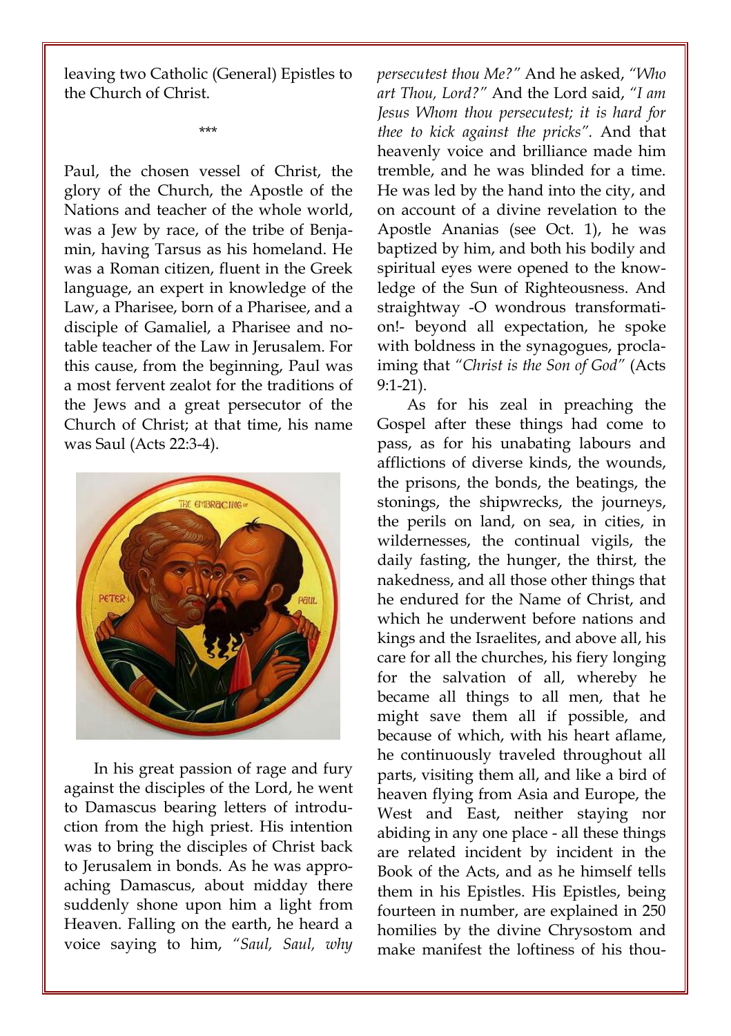leaving two Catholic (General) Epistles to the Church of Christ.

\*\*\*

Paul, the chosen vessel of Christ, the glory of the Church, the Apostle of the Nations and teacher of the whole world, was a Jew by race, of the tribe of Benjamin, having Tarsus as his homeland. He was a Roman citizen, fluent in the Greek language, an expert in knowledge of the Law, a Pharisee, born of a Pharisee, and a disciple of Gamaliel, a Pharisee and notable teacher of the Law in Jerusalem. For this cause, from the beginning, Paul was a most fervent zealot for the traditions of the Jews and a great persecutor of the Church of Christ; at that time, his name was Saul (Acts 22:3-4).

In his great passion of rage and fury against the disciples of the Lord, he went to Damascus bearing letters of introduction from the high priest. His intention was to bring the disciples of Christ back to Jerusalem in bonds. As he was approaching Damascus, about midday there suddenly shone upon him a light from Heaven. Falling on the earth, he heard a voice saying to him, *"Saul, Saul, why persecutest thou Me?"* And he asked, *"Who art Thou, Lord?"* And the Lord said, *"I am Jesus Whom thou persecutest; it is hard for thee to kick against the pricks".* And that heavenly voice and brilliance made him tremble, and he was blinded for a time. He was led by the hand into the city, and on account of a divine revelation to the Apostle Ananias (see Oct. 1), he was baptized by him, and both his bodily and spiritual eyes were opened to the knowledge of the Sun of Righteousness. And straightway -O wondrous transformation!- beyond all expectation, he spoke with boldness in the synagogues, proclaiming that *"Christ is the Son of God"* (Acts 9:1-21).

As for his zeal in preaching the Gospel after these things had come to pass, as for his unabating labours and afflictions of diverse kinds, the wounds, the prisons, the bonds, the beatings, the stonings, the shipwrecks, the journeys, the perils on land, on sea, in cities, in wildernesses, the continual vigils, the daily fasting, the hunger, the thirst, the nakedness, and all those other things that he endured for the Name of Christ, and which he underwent before nations and kings and the Israelites, and above all, his care for all the churches, his fiery longing for the salvation of all, whereby he became all things to all men, that he might save them all if possible, and because of which, with his heart aflame, he continuously traveled throughout all parts, visiting them all, and like a bird of heaven flying from Asia and Europe, the West and East, neither staying nor abiding in any one place - all these things are related incident by incident in the Book of the Acts, and as he himself tells them in his Epistles. His Epistles, being fourteen in number, are explained in 250 homilies by the divine Chrysostom and make manifest the loftiness of his thou-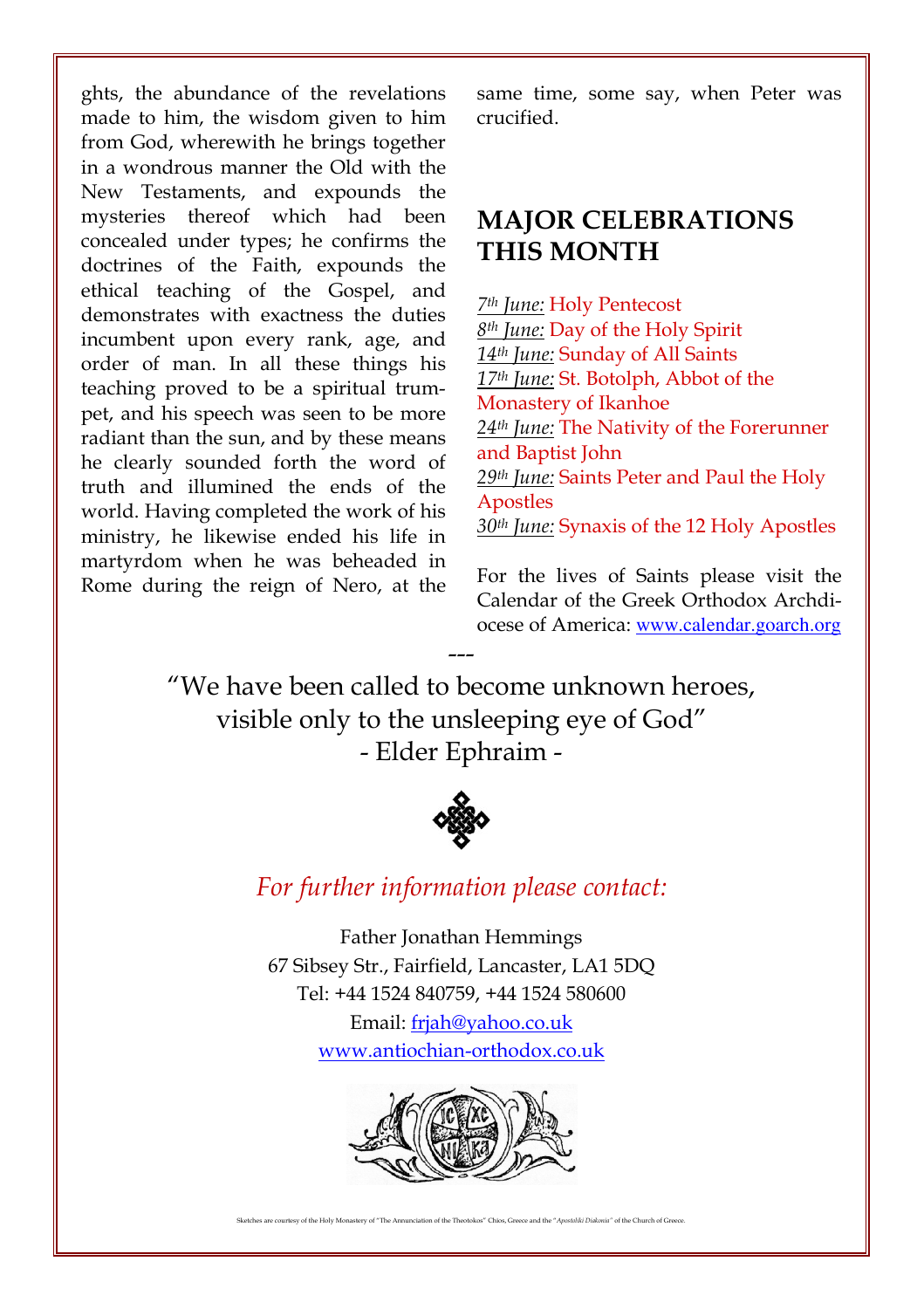ghts, the abundance of the revelations made to him, the wisdom given to him from God, wherewith he brings together in a wondrous manner the Old with the New Testaments, and expounds the mysteries thereof which had been concealed under types; he confirms the doctrines of the Faith, expounds the ethical teaching of the Gospel, and demonstrates with exactness the duties incumbent upon every rank, age, and order of man. In all these things his teaching proved to be a spiritual trumpet, and his speech was seen to be more radiant than the sun, and by these means he clearly sounded forth the word of truth and illumined the ends of the world. Having completed the work of his ministry, he likewise ended his life in martyrdom when he was beheaded in Rome during the reign of Nero, at the same time, some say, when Peter was crucified.

## MAJOR CELEBRATIONS THIS MONTH

*7th June:* Holy Pentecost
*8th June:* Day of the Holy Spirit
*14th June:* Sunday of All Saints
*17th June:* St. Botolph, Abbot of the Monastery of Ikanhoe
*24th June:* The Nativity of the Forerunner and Baptist John
*29th June:* Saints Peter and Paul the Holy Apostles
*30th June:* Synaxis of the 12 Holy Apostles

For the lives of Saints please visit the Calendar of the Greek Orthodox Archdiocese of America: www.calendar.goarch.org

---

"We have been called to become unknown heroes, visible only to the unsleeping eye of God"
- Elder Ephraim -

*For further information please contact:*

Father Jonathan Hemmings
67 Sibsey Str., Fairfield, Lancaster, LA1 5DQ
Tel: +44 1524 840759, +44 1524 580600
Email: frjah@yahoo.co.uk
www.antiochian-orthodox.co.uk

Sketches are courtesy of the Holy Monastery of "The Annunciation of the Theotokos" Chios, Greece and the "*Apostoliki Diakonia*" of the Church of Greece.